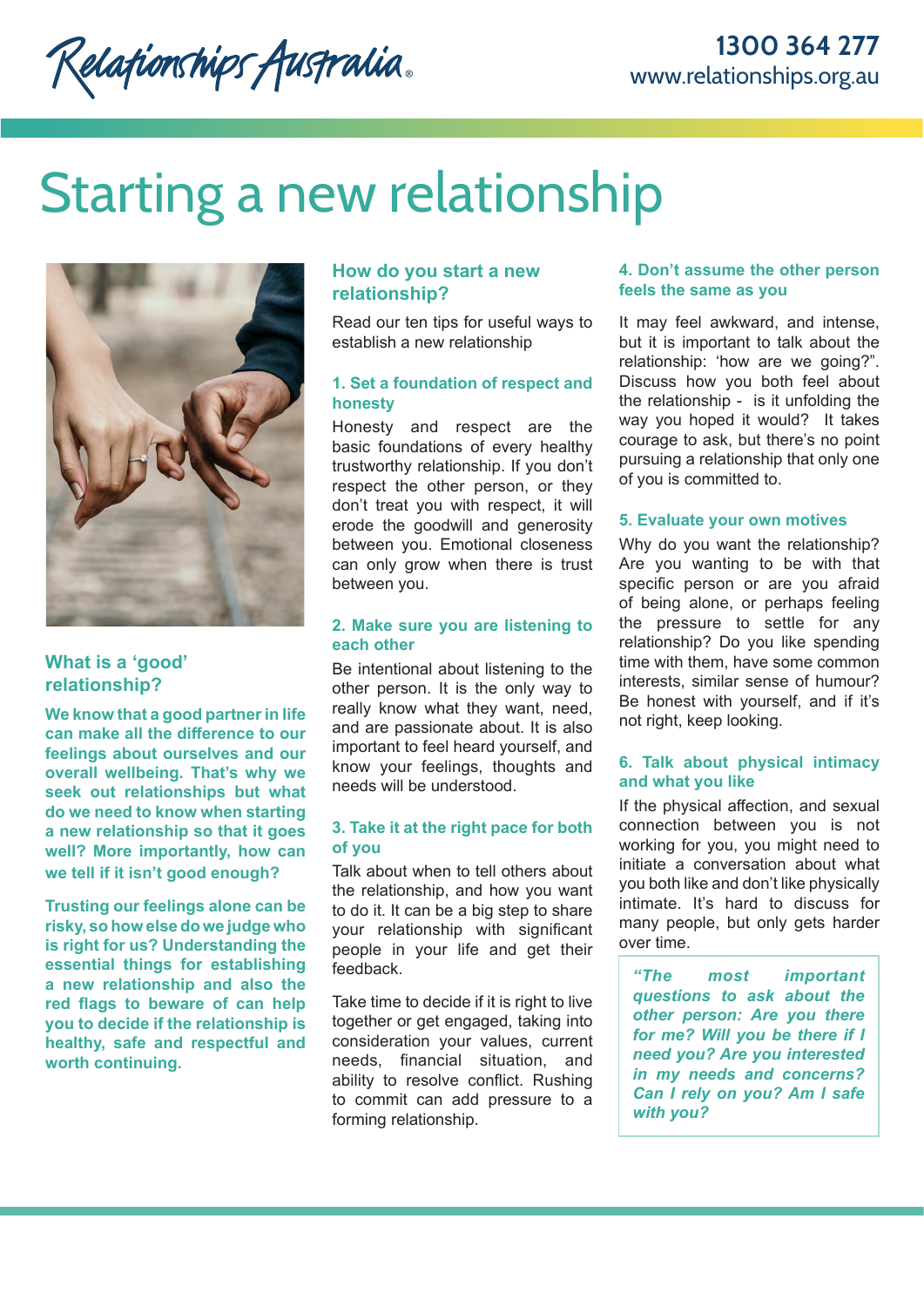Relationships Australia

1300 364 277
www.relationships.org.au

# Starting a new relationship

## What is a 'good' relationship?

**We know that a good partner in life can make all the difference to our feelings about ourselves and our overall wellbeing. That's why we seek out relationships but what do we need to know when starting a new relationship so that it goes well? More importantly, how can we tell if it isn't good enough?**

**Trusting our feelings alone can be risky, so how else do we judge who is right for us? Understanding the essential things for establishing a new relationship and also the red flags to beware of can help you to decide if the relationship is healthy, safe and respectful and worth continuing.**

## How do you start a new relationship?

Read our ten tips for useful ways to establish a new relationship

### 1. Set a foundation of respect and honesty

Honesty and respect are the basic foundations of every healthy trustworthy relationship. If you don't respect the other person, or they don't treat you with respect, it will erode the goodwill and generosity between you. Emotional closeness can only grow when there is trust between you.

### 2. Make sure you are listening to each other

Be intentional about listening to the other person. It is the only way to really know what they want, need, and are passionate about. It is also important to feel heard yourself, and know your feelings, thoughts and needs will be understood.

### 3. Take it at the right pace for both of you

Talk about when to tell others about the relationship, and how you want to do it. It can be a big step to share your relationship with significant people in your life and get their feedback.

Take time to decide if it is right to live together or get engaged, taking into consideration your values, current needs, financial situation, and ability to resolve conflict. Rushing to commit can add pressure to a forming relationship.

### 4. Don't assume the other person feels the same as you

It may feel awkward, and intense, but it is important to talk about the relationship: 'how are we going?". Discuss how you both feel about the relationship - is it unfolding the way you hoped it would? It takes courage to ask, but there's no point pursuing a relationship that only one of you is committed to.

### 5. Evaluate your own motives

Why do you want the relationship? Are you wanting to be with that specific person or are you afraid of being alone, or perhaps feeling the pressure to settle for any relationship? Do you like spending time with them, have some common interests, similar sense of humour? Be honest with yourself, and if it's not right, keep looking.

### 6. Talk about physical intimacy and what you like

If the physical affection, and sexual connection between you is not working for you, you might need to initiate a conversation about what you both like and don't like physically intimate. It's hard to discuss for many people, but only gets harder over time.

> ***"The most important questions to ask about the other person: Are you there for me? Will you be there if I need you? Are you interested in my needs and concerns? Can I rely on you? Am I safe with you?***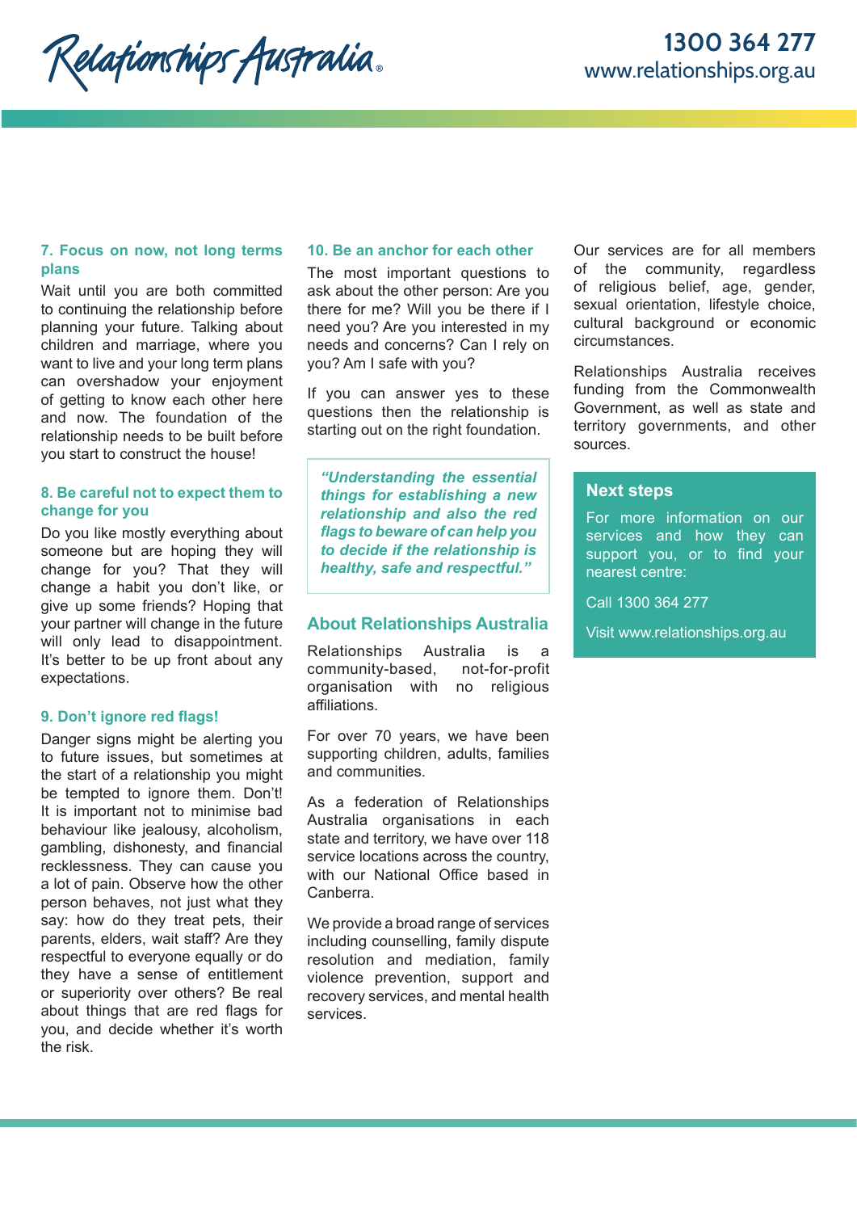### 7. Focus on now, not long terms plans

Wait until you are both committed to continuing the relationship before planning your future. Talking about children and marriage, where you want to live and your long term plans can overshadow your enjoyment of getting to know each other here and now. The foundation of the relationship needs to be built before you start to construct the house!

### 8. Be careful not to expect them to change for you

Do you like mostly everything about someone but are hoping they will change for you? That they will change a habit you don't like, or give up some friends? Hoping that your partner will change in the future will only lead to disappointment. It's better to be up front about any expectations.

### 9. Don't ignore red flags!

Danger signs might be alerting you to future issues, but sometimes at the start of a relationship you might be tempted to ignore them. Don't! It is important not to minimise bad behaviour like jealousy, alcoholism, gambling, dishonesty, and financial recklessness. They can cause you a lot of pain. Observe how the other person behaves, not just what they say: how do they treat pets, their parents, elders, wait staff? Are they respectful to everyone equally or do they have a sense of entitlement or superiority over others? Be real about things that are red flags for you, and decide whether it's worth the risk.

### 10. Be an anchor for each other

The most important questions to ask about the other person: Are you there for me? Will you be there if I need you? Are you interested in my needs and concerns? Can I rely on you? Am I safe with you?

If you can answer yes to these questions then the relationship is starting out on the right foundation.

> ***"Understanding the essential things for establishing a new relationship and also the red flags to beware of can help you to decide if the relationship is healthy, safe and respectful."***

## About Relationships Australia

Relationships Australia is a community-based, not-for-profit organisation with no religious affiliations.

For over 70 years, we have been supporting children, adults, families and communities.

As a federation of Relationships Australia organisations in each state and territory, we have over 118 service locations across the country, with our National Office based in Canberra.

We provide a broad range of services including counselling, family dispute resolution and mediation, family violence prevention, support and recovery services, and mental health services.

Our services are for all members of the community, regardless of religious belief, age, gender, sexual orientation, lifestyle choice, cultural background or economic circumstances.

Relationships Australia receives funding from the Commonwealth Government, as well as state and territory governments, and other sources.

### Next steps

For more information on our services and how they can support you, or to find your nearest centre:

Call 1300 364 277

Visit www.relationships.org.au